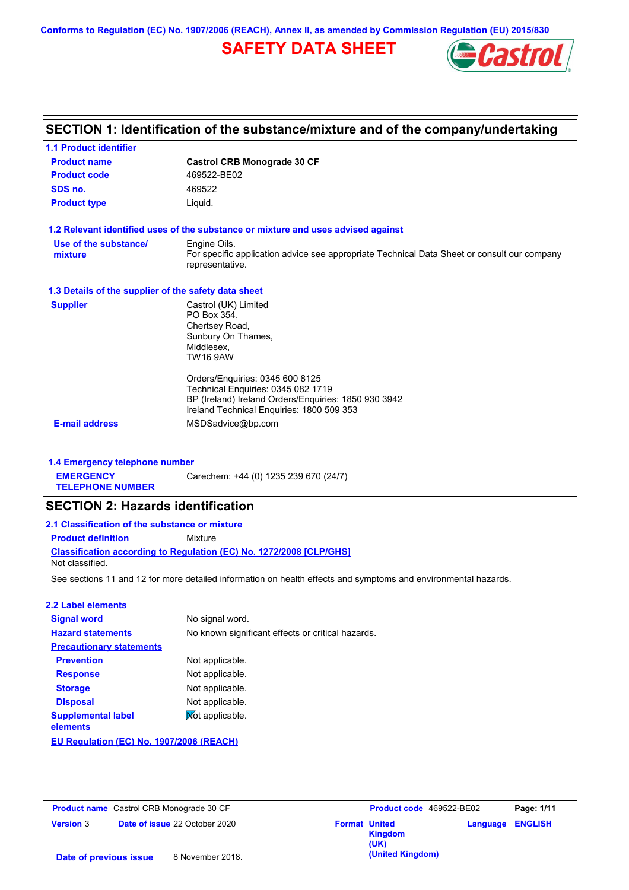Conforms to Regulation (EC) No. 1907/2006 (REACH), Annex II, as amended by Commission Regulation (EU) 2015/830

# SAFETY DATA SHEET

## SECTION 1: Identification of the substance/mixture and of the company/undertaking

### 1.1 Product identifier

| | |
|---|---|
| **Product name** | **Castrol CRB Monograde 30 CF** |
| **Product code** | 469522-BE02 |
| **SDS no.** | 469522 |
| **Product type** | Liquid. |

### 1.2 Relevant identified uses of the substance or mixture and uses advised against

| | |
|---|---|
| **Use of the substance/ mixture** | Engine Oils. For specific application advice see appropriate Technical Data Sheet or consult our company representative. |

### 1.3 Details of the supplier of the safety data sheet

**Supplier**

Castrol (UK) Limited
PO Box 354,
Chertsey Road,
Sunbury On Thames,
Middlesex,
TW16 9AW

Orders/Enquiries: 0345 600 8125
Technical Enquiries: 0345 082 1719
BP (Ireland) Ireland Orders/Enquiries: 1850 930 3942
Ireland Technical Enquiries: 1800 509 353

**E-mail address**: MSDSadvice@bp.com

### 1.4 Emergency telephone number

**EMERGENCY TELEPHONE NUMBER**: Carechem: +44 (0) 1235 239 670 (24/7)

## SECTION 2: Hazards identification

### 2.1 Classification of the substance or mixture

**Product definition**: Mixture

**Classification according to Regulation (EC) No. 1272/2008 [CLP/GHS]**

Not classified.

See sections 11 and 12 for more detailed information on health effects and symptoms and environmental hazards.

### 2.2 Label elements

| | |
|---|---|
| **Signal word** | No signal word. |
| **Hazard statements** | No known significant effects or critical hazards. |
| **Precautionary statements** | |
| **Prevention** | Not applicable. |
| **Response** | Not applicable. |
| **Storage** | Not applicable. |
| **Disposal** | Not applicable. |
| **Supplemental label elements** | Not applicable. |

**EU Regulation (EC) No. 1907/2006 (REACH)**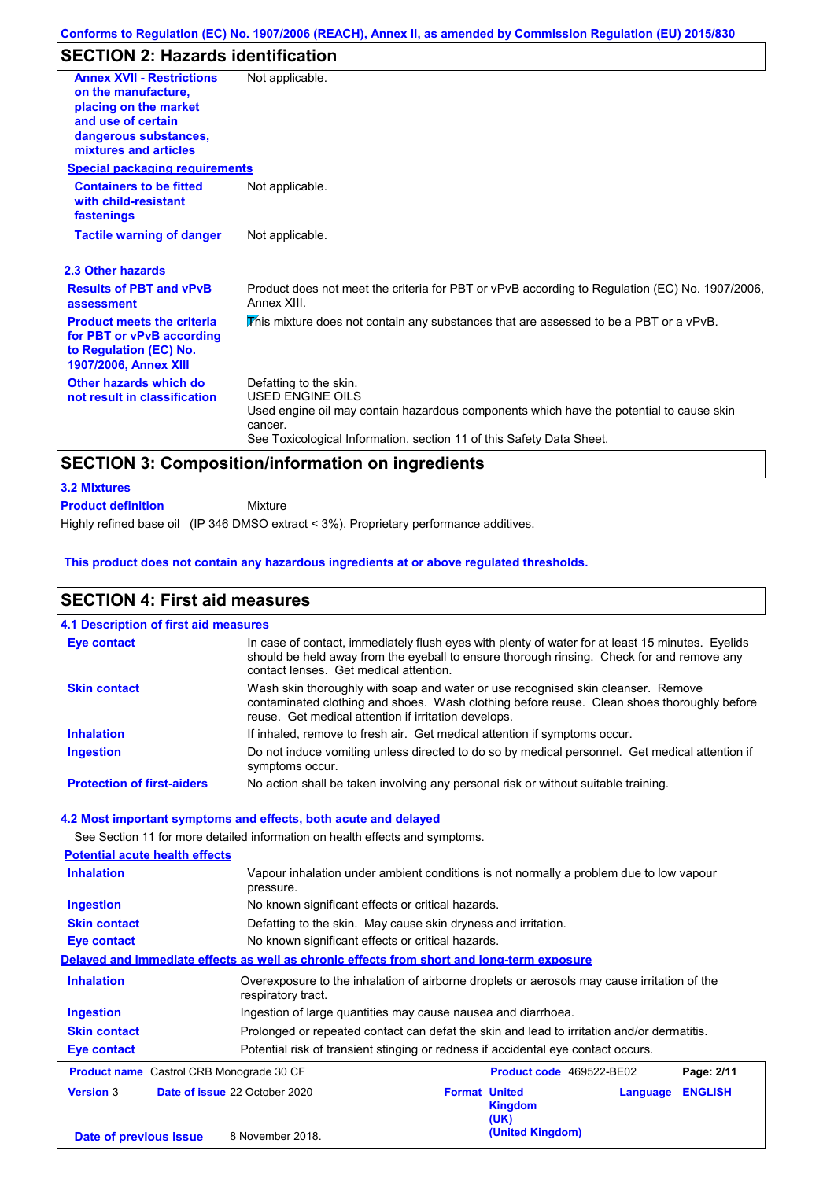## SECTION 2: Hazards identification

**Annex XVII - Restrictions on the manufacture, placing on the market and use of certain dangerous substances, mixtures and articles**: Not applicable.

**Special packaging requirements**

**Containers to be fitted with child-resistant fastenings**: Not applicable.

**Tactile warning of danger**: Not applicable.

### 2.3 Other hazards

**Results of PBT and vPvB assessment**: Product does not meet the criteria for PBT or vPvB according to Regulation (EC) No. 1907/2006, Annex XIII.

**Product meets the criteria for PBT or vPvB according to Regulation (EC) No. 1907/2006, Annex XIII**: This mixture does not contain any substances that are assessed to be a PBT or a vPvB.

**Other hazards which do not result in classification**: Defatting to the skin.
USED ENGINE OILS
Used engine oil may contain hazardous components which have the potential to cause skin cancer.
See Toxicological Information, section 11 of this Safety Data Sheet.

## SECTION 3: Composition/information on ingredients

### 3.2 Mixtures

**Product definition**: Mixture

Highly refined base oil (IP 346 DMSO extract < 3%). Proprietary performance additives.

**This product does not contain any hazardous ingredients at or above regulated thresholds.**

## SECTION 4: First aid measures

### 4.1 Description of first aid measures

**Eye contact**: In case of contact, immediately flush eyes with plenty of water for at least 15 minutes. Eyelids should be held away from the eyeball to ensure thorough rinsing. Check for and remove any contact lenses. Get medical attention.

**Skin contact**: Wash skin thoroughly with soap and water or use recognised skin cleanser. Remove contaminated clothing and shoes. Wash clothing before reuse. Clean shoes thoroughly before reuse. Get medical attention if irritation develops.

**Inhalation**: If inhaled, remove to fresh air. Get medical attention if symptoms occur.

**Ingestion**: Do not induce vomiting unless directed to do so by medical personnel. Get medical attention if symptoms occur.

**Protection of first-aiders**: No action shall be taken involving any personal risk or without suitable training.

### 4.2 Most important symptoms and effects, both acute and delayed

See Section 11 for more detailed information on health effects and symptoms.

**Potential acute health effects**

**Inhalation**: Vapour inhalation under ambient conditions is not normally a problem due to low vapour pressure.

**Ingestion**: No known significant effects or critical hazards.

**Skin contact**: Defatting to the skin. May cause skin dryness and irritation.

**Eye contact**: No known significant effects or critical hazards.

**Delayed and immediate effects as well as chronic effects from short and long-term exposure**

**Inhalation**: Overexposure to the inhalation of airborne droplets or aerosols may cause irritation of the respiratory tract.

**Ingestion**: Ingestion of large quantities may cause nausea and diarrhoea.

**Skin contact**: Prolonged or repeated contact can defat the skin and lead to irritation and/or dermatitis.

**Eye contact**: Potential risk of transient stinging or redness if accidental eye contact occurs.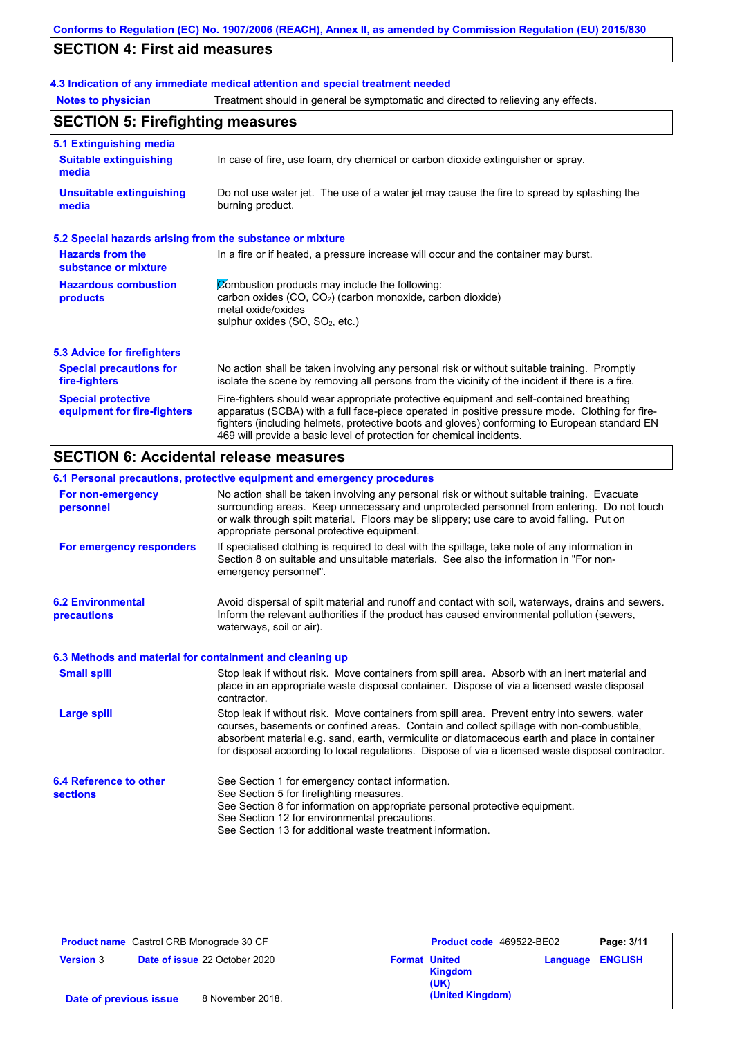## SECTION 4: First aid measures

### 4.3 Indication of any immediate medical attention and special treatment needed

**Notes to physician** Treatment should in general be symptomatic and directed to relieving any effects.

## SECTION 5: Firefighting measures

### 5.1 Extinguishing media

**Suitable extinguishing media** In case of fire, use foam, dry chemical or carbon dioxide extinguisher or spray.

**Unsuitable extinguishing media** Do not use water jet. The use of a water jet may cause the fire to spread by splashing the burning product.

### 5.2 Special hazards arising from the substance or mixture

**Hazards from the substance or mixture** In a fire or if heated, a pressure increase will occur and the container may burst.

**Hazardous combustion products** Combustion products may include the following:
carbon oxides (CO, $CO_2$) (carbon monoxide, carbon dioxide)
metal oxide/oxides
sulphur oxides (SO, $SO_2$, etc.)

### 5.3 Advice for firefighters

**Special precautions for fire-fighters** No action shall be taken involving any personal risk or without suitable training. Promptly isolate the scene by removing all persons from the vicinity of the incident if there is a fire.

**Special protective equipment for fire-fighters** Fire-fighters should wear appropriate protective equipment and self-contained breathing apparatus (SCBA) with a full face-piece operated in positive pressure mode. Clothing for fire-fighters (including helmets, protective boots and gloves) conforming to European standard EN 469 will provide a basic level of protection for chemical incidents.

## SECTION 6: Accidental release measures

### 6.1 Personal precautions, protective equipment and emergency procedures

**For non-emergency personnel** No action shall be taken involving any personal risk or without suitable training. Evacuate surrounding areas. Keep unnecessary and unprotected personnel from entering. Do not touch or walk through spilt material. Floors may be slippery; use care to avoid falling. Put on appropriate personal protective equipment.

**For emergency responders** If specialised clothing is required to deal with the spillage, take note of any information in Section 8 on suitable and unsuitable materials. See also the information in "For non-emergency personnel".

### 6.2 Environmental precautions

Avoid dispersal of spilt material and runoff and contact with soil, waterways, drains and sewers. Inform the relevant authorities if the product has caused environmental pollution (sewers, waterways, soil or air).

### 6.3 Methods and material for containment and cleaning up

**Small spill** Stop leak if without risk. Move containers from spill area. Absorb with an inert material and place in an appropriate waste disposal container. Dispose of via a licensed waste disposal contractor.

**Large spill** Stop leak if without risk. Move containers from spill area. Prevent entry into sewers, water courses, basements or confined areas. Contain and collect spillage with non-combustible, absorbent material e.g. sand, earth, vermiculite or diatomaceous earth and place in container for disposal according to local regulations. Dispose of via a licensed waste disposal contractor.

### 6.4 Reference to other sections

See Section 1 for emergency contact information.
See Section 5 for firefighting measures.
See Section 8 for information on appropriate personal protective equipment.
See Section 12 for environmental precautions.
See Section 13 for additional waste treatment information.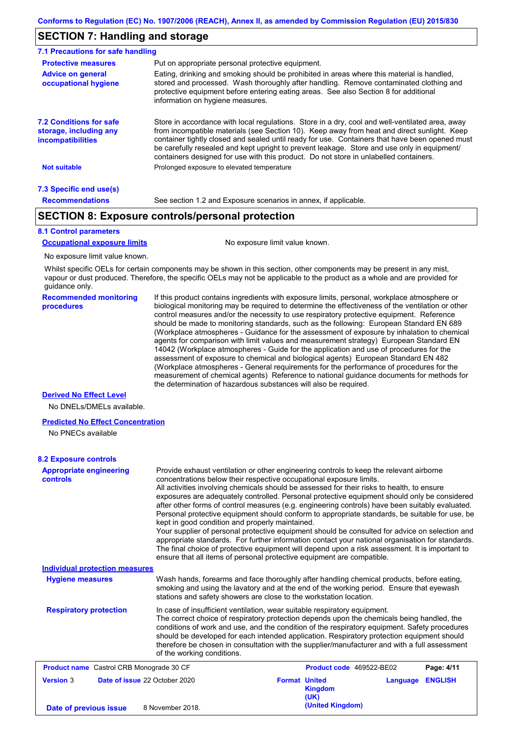## SECTION 7: Handling and storage

### 7.1 Precautions for safe handling

**Protective measures**
Put on appropriate personal protective equipment.

**Advice on general occupational hygiene**
Eating, drinking and smoking should be prohibited in areas where this material is handled, stored and processed. Wash thoroughly after handling. Remove contaminated clothing and protective equipment before entering eating areas. See also Section 8 for additional information on hygiene measures.

### 7.2 Conditions for safe storage, including any incompatibilities

Store in accordance with local regulations. Store in a dry, cool and well-ventilated area, away from incompatible materials (see Section 10). Keep away from heat and direct sunlight. Keep container tightly closed and sealed until ready for use. Containers that have been opened must be carefully resealed and kept upright to prevent leakage. Store and use only in equipment/ containers designed for use with this product. Do not store in unlabelled containers.

**Not suitable**
Prolonged exposure to elevated temperature

### 7.3 Specific end use(s)

**Recommendations**
See section 1.2 and Exposure scenarios in annex, if applicable.

## SECTION 8: Exposure controls/personal protection

### 8.1 Control parameters

**Occupational exposure limits**
No exposure limit value known.

No exposure limit value known.

Whilst specific OELs for certain components may be shown in this section, other components may be present in any mist, vapour or dust produced. Therefore, the specific OELs may not be applicable to the product as a whole and are provided for guidance only.

**Recommended monitoring procedures**
If this product contains ingredients with exposure limits, personal, workplace atmosphere or biological monitoring may be required to determine the effectiveness of the ventilation or other control measures and/or the necessity to use respiratory protective equipment. Reference should be made to monitoring standards, such as the following: European Standard EN 689 (Workplace atmospheres - Guidance for the assessment of exposure by inhalation to chemical agents for comparison with limit values and measurement strategy) European Standard EN 14042 (Workplace atmospheres - Guide for the application and use of procedures for the assessment of exposure to chemical and biological agents) European Standard EN 482 (Workplace atmospheres - General requirements for the performance of procedures for the measurement of chemical agents) Reference to national guidance documents for methods for the determination of hazardous substances will also be required.

**Derived No Effect Level**

No DNELs/DMELs available.

**Predicted No Effect Concentration**

No PNECs available

### 8.2 Exposure controls

**Appropriate engineering controls**
Provide exhaust ventilation or other engineering controls to keep the relevant airborne concentrations below their respective occupational exposure limits.
All activities involving chemicals should be assessed for their risks to health, to ensure exposures are adequately controlled. Personal protective equipment should only be considered after other forms of control measures (e.g. engineering controls) have been suitably evaluated. Personal protective equipment should conform to appropriate standards, be suitable for use, be kept in good condition and properly maintained.
Your supplier of personal protective equipment should be consulted for advice on selection and appropriate standards. For further information contact your national organisation for standards.
The final choice of protective equipment will depend upon a risk assessment. It is important to ensure that all items of personal protective equipment are compatible.

**Individual protection measures**

**Hygiene measures**
Wash hands, forearms and face thoroughly after handling chemical products, before eating, smoking and using the lavatory and at the end of the working period. Ensure that eyewash stations and safety showers are close to the workstation location.

**Respiratory protection**
In case of insufficient ventilation, wear suitable respiratory equipment.
The correct choice of respiratory protection depends upon the chemicals being handled, the conditions of work and use, and the condition of the respiratory equipment. Safety procedures should be developed for each intended application. Respiratory protection equipment should therefore be chosen in consultation with the supplier/manufacturer and with a full assessment of the working conditions.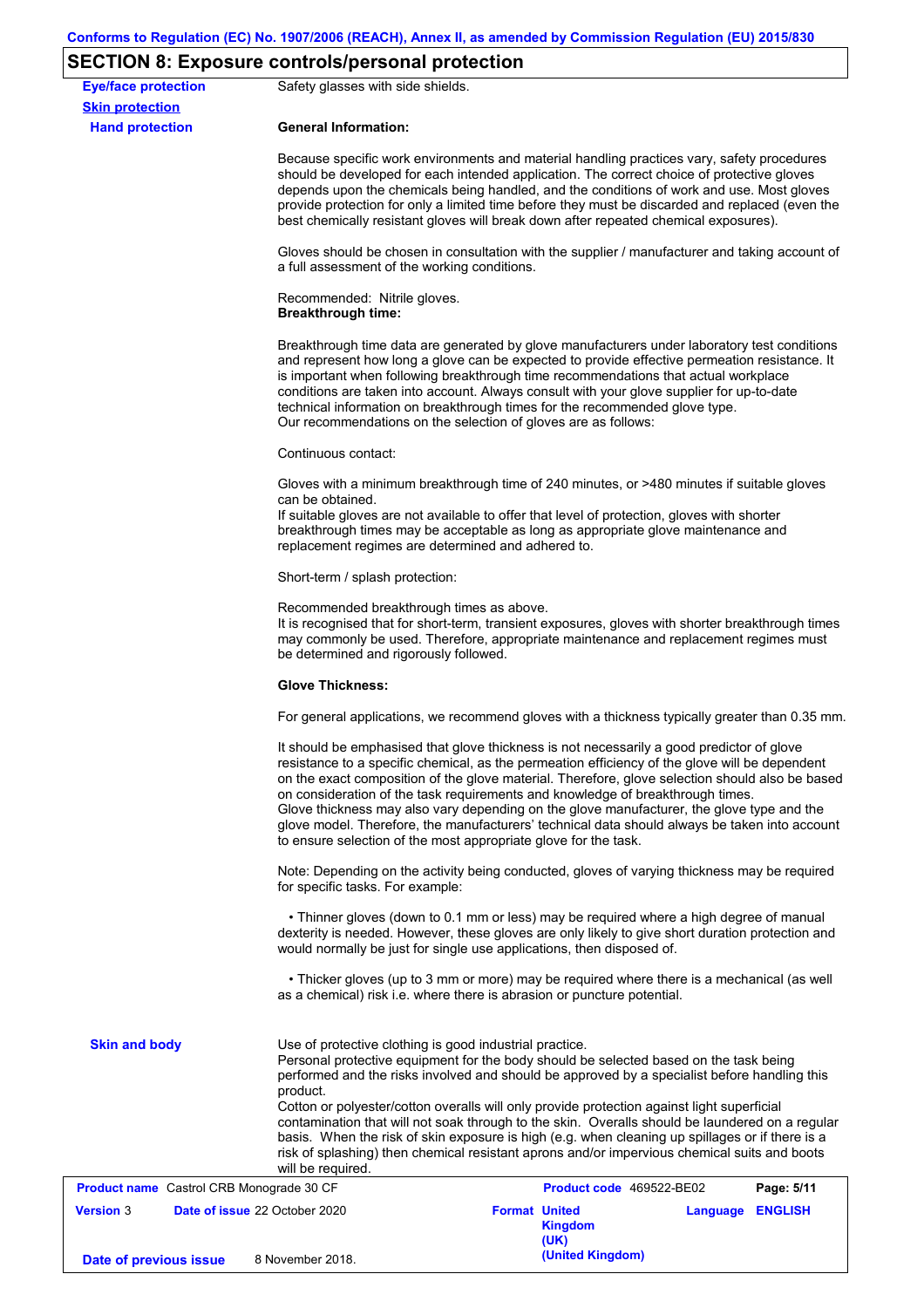## SECTION 8: Exposure controls/personal protection

**Eye/face protection**

Safety glasses with side shields.

**Skin protection**

**Hand protection**

**General Information:**

Because specific work environments and material handling practices vary, safety procedures should be developed for each intended application. The correct choice of protective gloves depends upon the chemicals being handled, and the conditions of work and use. Most gloves provide protection for only a limited time before they must be discarded and replaced (even the best chemically resistant gloves will break down after repeated chemical exposures).

Gloves should be chosen in consultation with the supplier / manufacturer and taking account of a full assessment of the working conditions.

Recommended: Nitrile gloves.
**Breakthrough time:**

Breakthrough time data are generated by glove manufacturers under laboratory test conditions and represent how long a glove can be expected to provide effective permeation resistance. It is important when following breakthrough time recommendations that actual workplace conditions are taken into account. Always consult with your glove supplier for up-to-date technical information on breakthrough times for the recommended glove type.
Our recommendations on the selection of gloves are as follows:

Continuous contact:

Gloves with a minimum breakthrough time of 240 minutes, or >480 minutes if suitable gloves can be obtained.
If suitable gloves are not available to offer that level of protection, gloves with shorter breakthrough times may be acceptable as long as appropriate glove maintenance and replacement regimes are determined and adhered to.

Short-term / splash protection:

Recommended breakthrough times as above.
It is recognised that for short-term, transient exposures, gloves with shorter breakthrough times may commonly be used. Therefore, appropriate maintenance and replacement regimes must be determined and rigorously followed.

**Glove Thickness:**

For general applications, we recommend gloves with a thickness typically greater than 0.35 mm.

It should be emphasised that glove thickness is not necessarily a good predictor of glove resistance to a specific chemical, as the permeation efficiency of the glove will be dependent on the exact composition of the glove material. Therefore, glove selection should also be based on consideration of the task requirements and knowledge of breakthrough times.
Glove thickness may also vary depending on the glove manufacturer, the glove type and the glove model. Therefore, the manufacturers' technical data should always be taken into account to ensure selection of the most appropriate glove for the task.

Note: Depending on the activity being conducted, gloves of varying thickness may be required for specific tasks. For example:

- Thinner gloves (down to 0.1 mm or less) may be required where a high degree of manual dexterity is needed. However, these gloves are only likely to give short duration protection and would normally be just for single use applications, then disposed of.

- Thicker gloves (up to 3 mm or more) may be required where there is a mechanical (as well as a chemical) risk i.e. where there is abrasion or puncture potential.

**Skin and body**

Use of protective clothing is good industrial practice.
Personal protective equipment for the body should be selected based on the task being performed and the risks involved and should be approved by a specialist before handling this product.
Cotton or polyester/cotton overalls will only provide protection against light superficial contamination that will not soak through to the skin. Overalls should be laundered on a regular basis. When the risk of skin exposure is high (e.g. when cleaning up spillages or if there is a risk of splashing) then chemical resistant aprons and/or impervious chemical suits and boots will be required.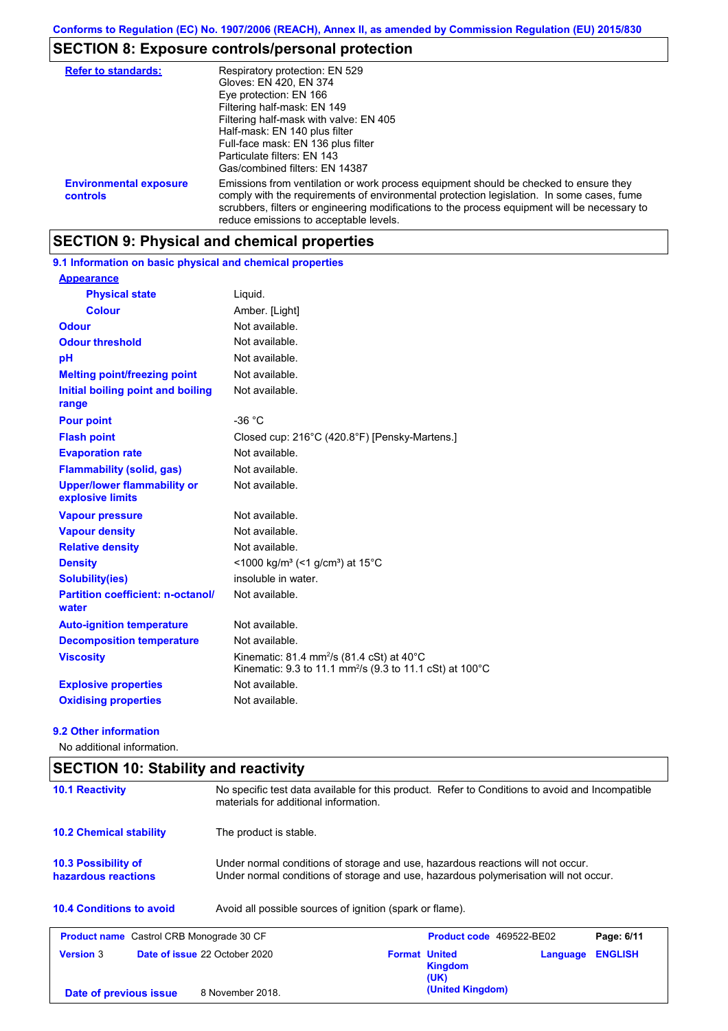## SECTION 8: Exposure controls/personal protection

| | |
|---|---|
| **Refer to standards:** | Respiratory protection: EN 529<br>Gloves: EN 420, EN 374<br>Eye protection: EN 166<br>Filtering half-mask: EN 149<br>Filtering half-mask with valve: EN 405<br>Half-mask: EN 140 plus filter<br>Full-face mask: EN 136 plus filter<br>Particulate filters: EN 143<br>Gas/combined filters: EN 14387 |
| **Environmental exposure controls** | Emissions from ventilation or work process equipment should be checked to ensure they comply with the requirements of environmental protection legislation. In some cases, fume scrubbers, filters or engineering modifications to the process equipment will be necessary to reduce emissions to acceptable levels. |

## SECTION 9: Physical and chemical properties

### 9.1 Information on basic physical and chemical properties

| | |
|---|---|
| **Appearance** | |
| **Physical state** | Liquid. |
| **Colour** | Amber. [Light] |
| **Odour** | Not available. |
| **Odour threshold** | Not available. |
| **pH** | Not available. |
| **Melting point/freezing point** | Not available. |
| **Initial boiling point and boiling range** | Not available. |
| **Pour point** | -36 °C |
| **Flash point** | Closed cup: 216°C (420.8°F) [Pensky-Martens.] |
| **Evaporation rate** | Not available. |
| **Flammability (solid, gas)** | Not available. |
| **Upper/lower flammability or explosive limits** | Not available. |
| **Vapour pressure** | Not available. |
| **Vapour density** | Not available. |
| **Relative density** | Not available. |
| **Density** | <1000 kg/m³ (<1 g/cm³) at 15°C |
| **Solubility(ies)** | insoluble in water. |
| **Partition coefficient: n-octanol/water** | Not available. |
| **Auto-ignition temperature** | Not available. |
| **Decomposition temperature** | Not available. |
| **Viscosity** | Kinematic: 81.4 mm$^2$/s (81.4 cSt) at 40°C<br>Kinematic: 9.3 to 11.1 mm$^2$/s (9.3 to 11.1 cSt) at 100°C |
| **Explosive properties** | Not available. |
| **Oxidising properties** | Not available. |

### 9.2 Other information

No additional information.

## SECTION 10: Stability and reactivity

| | |
|---|---|
| **10.1 Reactivity** | No specific test data available for this product. Refer to Conditions to avoid and Incompatible materials for additional information. |
| **10.2 Chemical stability** | The product is stable. |
| **10.3 Possibility of hazardous reactions** | Under normal conditions of storage and use, hazardous reactions will not occur.<br>Under normal conditions of storage and use, hazardous polymerisation will not occur. |
| **10.4 Conditions to avoid** | Avoid all possible sources of ignition (spark or flame). |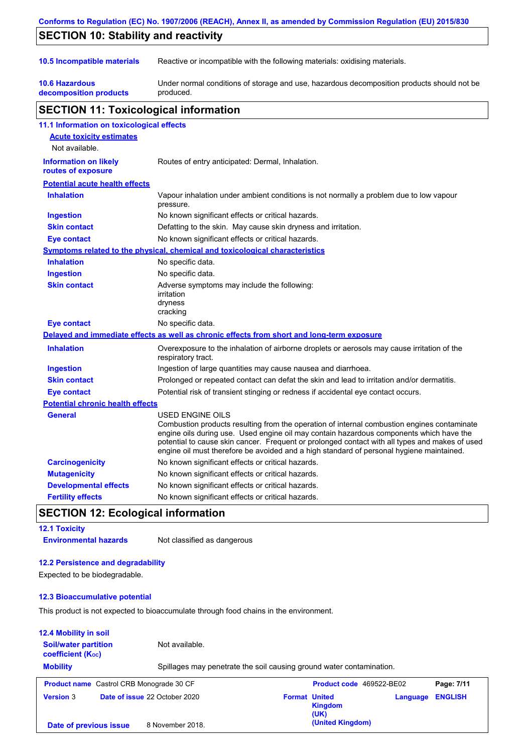## SECTION 10: Stability and reactivity

| | |
|---|---|
| **10.5 Incompatible materials** | Reactive or incompatible with the following materials: oxidising materials. |
| **10.6 Hazardous decomposition products** | Under normal conditions of storage and use, hazardous decomposition products should not be produced. |

## SECTION 11: Toxicological information

### 11.1 Information on toxicological effects

**Acute toxicity estimates**

Not available.

| | |
|---|---|
| **Information on likely routes of exposure** | Routes of entry anticipated: Dermal, Inhalation. |

**Potential acute health effects**

| | |
|---|---|
| **Inhalation** | Vapour inhalation under ambient conditions is not normally a problem due to low vapour pressure. |
| **Ingestion** | No known significant effects or critical hazards. |
| **Skin contact** | Defatting to the skin. May cause skin dryness and irritation. |
| **Eye contact** | No known significant effects or critical hazards. |

**Symptoms related to the physical, chemical and toxicological characteristics**

| | |
|---|---|
| **Inhalation** | No specific data. |
| **Ingestion** | No specific data. |
| **Skin contact** | Adverse symptoms may include the following:<br>irritation<br>dryness<br>cracking |
| **Eye contact** | No specific data. |

**Delayed and immediate effects as well as chronic effects from short and long-term exposure**

| | |
|---|---|
| **Inhalation** | Overexposure to the inhalation of airborne droplets or aerosols may cause irritation of the respiratory tract. |
| **Ingestion** | Ingestion of large quantities may cause nausea and diarrhoea. |
| **Skin contact** | Prolonged or repeated contact can defat the skin and lead to irritation and/or dermatitis. |
| **Eye contact** | Potential risk of transient stinging or redness if accidental eye contact occurs. |

**Potential chronic health effects**

| | |
|---|---|
| **General** | USED ENGINE OILS<br>Combustion products resulting from the operation of internal combustion engines contaminate engine oils during use. Used engine oil may contain hazardous components which have the potential to cause skin cancer. Frequent or prolonged contact with all types and makes of used engine oil must therefore be avoided and a high standard of personal hygiene maintained. |
| **Carcinogenicity** | No known significant effects or critical hazards. |
| **Mutagenicity** | No known significant effects or critical hazards. |
| **Developmental effects** | No known significant effects or critical hazards. |
| **Fertility effects** | No known significant effects or critical hazards. |

## SECTION 12: Ecological information

### 12.1 Toxicity

| | |
|---|---|
| **Environmental hazards** | Not classified as dangerous |

### 12.2 Persistence and degradability

Expected to be biodegradable.

### 12.3 Bioaccumulative potential

This product is not expected to bioaccumulate through food chains in the environment.

### 12.4 Mobility in soil

| | |
|---|---|
| **Soil/water partition coefficient ($K_{OC}$)** | Not available. |
| **Mobility** | Spillages may penetrate the soil causing ground water contamination. |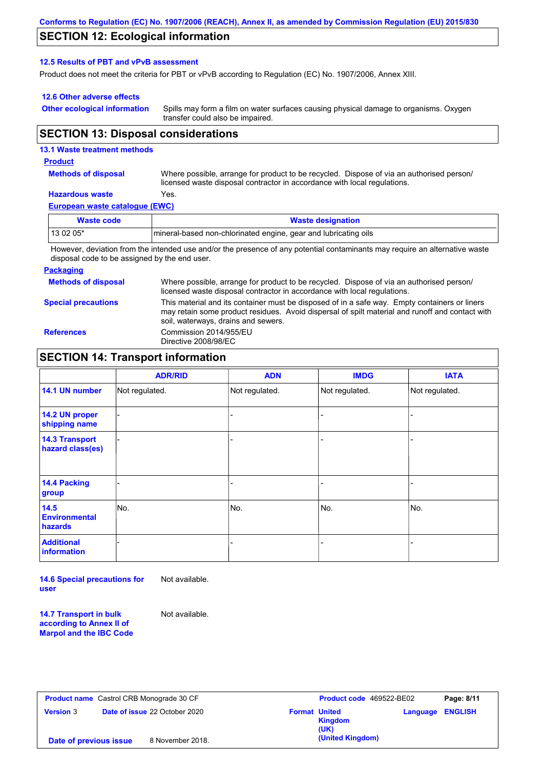## SECTION 12: Ecological information

### 12.5 Results of PBT and vPvB assessment

Product does not meet the criteria for PBT or vPvB according to Regulation (EC) No. 1907/2006, Annex XIII.

### 12.6 Other adverse effects

**Other ecological information** Spills may form a film on water surfaces causing physical damage to organisms. Oxygen transfer could also be impaired.

## SECTION 13: Disposal considerations

### 13.1 Waste treatment methods

**Product**

**Methods of disposal** Where possible, arrange for product to be recycled. Dispose of via an authorised person/ licensed waste disposal contractor in accordance with local regulations.

**Hazardous waste** Yes.

**European waste catalogue (EWC)**

| Waste code | Waste designation |
|---|---|
| 13 02 05* | mineral-based non-chlorinated engine, gear and lubricating oils |

However, deviation from the intended use and/or the presence of any potential contaminants may require an alternative waste disposal code to be assigned by the end user.

**Packaging**

**Methods of disposal** Where possible, arrange for product to be recycled. Dispose of via an authorised person/ licensed waste disposal contractor in accordance with local regulations.

**Special precautions** This material and its container must be disposed of in a safe way. Empty containers or liners may retain some product residues. Avoid dispersal of spilt material and runoff and contact with soil, waterways, drains and sewers.

**References** Commission 2014/955/EU
Directive 2008/98/EC

## SECTION 14: Transport information

| | ADR/RID | ADN | IMDG | IATA |
|---|---|---|---|---|
| 14.1 UN number | Not regulated. | Not regulated. | Not regulated. | Not regulated. |
| 14.2 UN proper shipping name | - | - | - | - |
| 14.3 Transport hazard class(es) | - | - | - | - |
| 14.4 Packing group | - | - | - | - |
| 14.5 Environmental hazards | No. | No. | No. | No. |
| Additional information | - | - | - | - |

**14.6 Special precautions for user** Not available.

**14.7 Transport in bulk according to Annex II of Marpol and the IBC Code** Not available.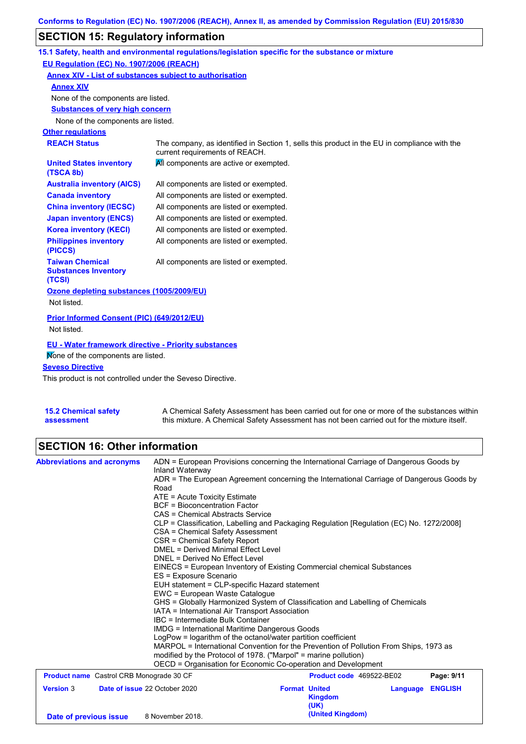Conforms to Regulation (EC) No. 1907/2006 (REACH), Annex II, as amended by Commission Regulation (EU) 2015/830

## SECTION 15: Regulatory information

### 15.1 Safety, health and environmental regulations/legislation specific for the substance or mixture

**EU Regulation (EC) No. 1907/2006 (REACH)**

**Annex XIV - List of substances subject to authorisation**

**Annex XIV**

None of the components are listed.

**Substances of very high concern**

None of the components are listed.

**Other regulations**

| | |
|---|---|
| **REACH Status** | The company, as identified in Section 1, sells this product in the EU in compliance with the current requirements of REACH. |
| **United States inventory (TSCA 8b)** | All components are active or exempted. |
| **Australia inventory (AICS)** | All components are listed or exempted. |
| **Canada inventory** | All components are listed or exempted. |
| **China inventory (IECSC)** | All components are listed or exempted. |
| **Japan inventory (ENCS)** | All components are listed or exempted. |
| **Korea inventory (KECI)** | All components are listed or exempted. |
| **Philippines inventory (PICCS)** | All components are listed or exempted. |
| **Taiwan Chemical Substances Inventory (TCSI)** | All components are listed or exempted. |

**Ozone depleting substances (1005/2009/EU)**

Not listed.

**Prior Informed Consent (PIC) (649/2012/EU)**

Not listed.

**EU - Water framework directive - Priority substances**

None of the components are listed.

**Seveso Directive**

This product is not controlled under the Seveso Directive.

**15.2 Chemical safety assessment**

A Chemical Safety Assessment has been carried out for one or more of the substances within this mixture. A Chemical Safety Assessment has not been carried out for the mixture itself.

## SECTION 16: Other information

**Abbreviations and acronyms**

ADN = European Provisions concerning the International Carriage of Dangerous Goods by Inland Waterway
ADR = The European Agreement concerning the International Carriage of Dangerous Goods by Road
ATE = Acute Toxicity Estimate
BCF = Bioconcentration Factor
CAS = Chemical Abstracts Service
CLP = Classification, Labelling and Packaging Regulation [Regulation (EC) No. 1272/2008]
CSA = Chemical Safety Assessment
CSR = Chemical Safety Report
DMEL = Derived Minimal Effect Level
DNEL = Derived No Effect Level
EINECS = European Inventory of Existing Commercial chemical Substances
ES = Exposure Scenario
EUH statement = CLP-specific Hazard statement
EWC = European Waste Catalogue
GHS = Globally Harmonized System of Classification and Labelling of Chemicals
IATA = International Air Transport Association
IBC = Intermediate Bulk Container
IMDG = International Maritime Dangerous Goods
LogPow = logarithm of the octanol/water partition coefficient
MARPOL = International Convention for the Prevention of Pollution From Ships, 1973 as modified by the Protocol of 1978. ("Marpol" = marine pollution)
OECD = Organisation for Economic Co-operation and Development

| | | | |
|---|---|---|---|
| **Product name** Castrol CRB Monograde 30 CF | | **Product code** 469522-BE02 | |
| **Version** 3 | **Date of issue** 22 October 2020 | **Format** United Kingdom (UK) (United Kingdom) | **Language** ENGLISH |
| **Date of previous issue** | 8 November 2018. | | |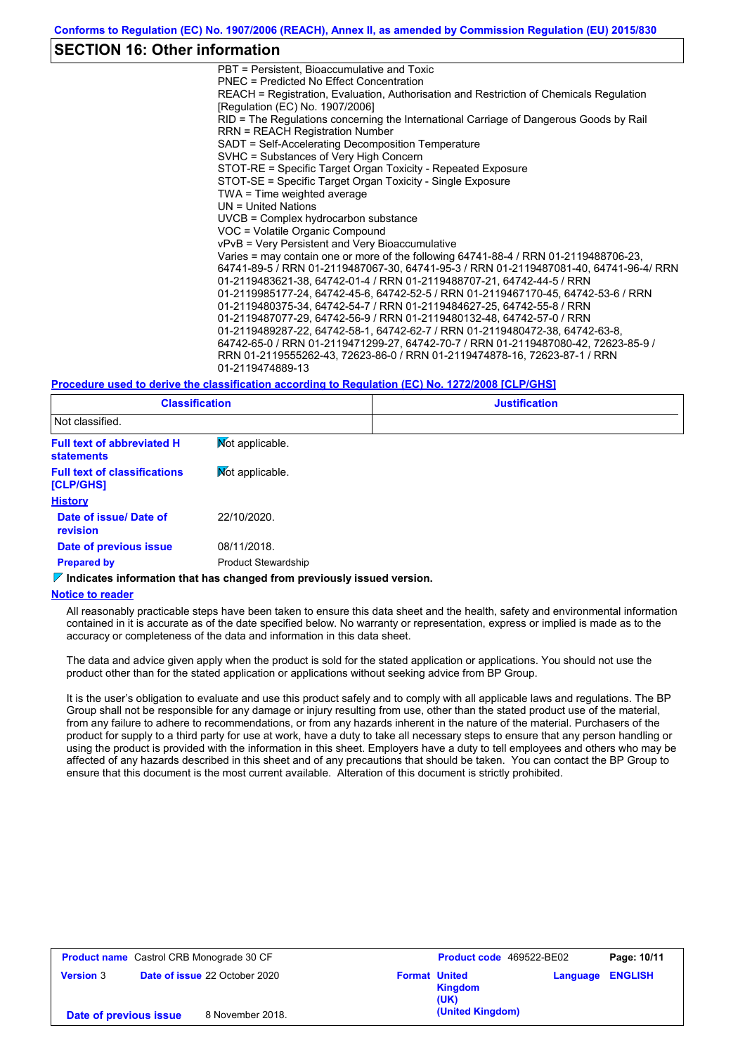## SECTION 16: Other information

PBT = Persistent, Bioaccumulative and Toxic
PNEC = Predicted No Effect Concentration
REACH = Registration, Evaluation, Authorisation and Restriction of Chemicals Regulation [Regulation (EC) No. 1907/2006]
RID = The Regulations concerning the International Carriage of Dangerous Goods by Rail
RRN = REACH Registration Number
SADT = Self-Accelerating Decomposition Temperature
SVHC = Substances of Very High Concern
STOT-RE = Specific Target Organ Toxicity - Repeated Exposure
STOT-SE = Specific Target Organ Toxicity - Single Exposure
TWA = Time weighted average
UN = United Nations
UVCB = Complex hydrocarbon substance
VOC = Volatile Organic Compound
vPvB = Very Persistent and Very Bioaccumulative
Varies = may contain one or more of the following 64741-88-4 / RRN 01-2119488706-23, 64741-89-5 / RRN 01-2119487067-30, 64741-95-3 / RRN 01-2119487081-40, 64741-96-4/ RRN 01-2119483621-38, 64742-01-4 / RRN 01-2119488707-21, 64742-44-5 / RRN 01-2119985177-24, 64742-45-6, 64742-52-5 / RRN 01-2119467170-45, 64742-53-6 / RRN 01-2119480375-34, 64742-54-7 / RRN 01-2119484627-25, 64742-55-8 / RRN 01-2119487077-29, 64742-56-9 / RRN 01-2119480132-48, 64742-57-0 / RRN 01-2119489287-22, 64742-58-1, 64742-62-7 / RRN 01-2119480472-38, 64742-63-8, 64742-65-0 / RRN 01-2119471299-27, 64742-70-7 / RRN 01-2119487080-42, 72623-85-9 / RRN 01-2119555262-43, 72623-86-0 / RRN 01-2119474878-16, 72623-87-1 / RRN 01-2119474889-13

**Procedure used to derive the classification according to Regulation (EC) No. 1272/2008 [CLP/GHS]**

| Classification | Justification |
|---|---|
| Not classified. | |

**Full text of abbreviated H statements** Not applicable.

**Full text of classifications [CLP/GHS]** Not applicable.

**History**

**Date of issue/ Date of revision** 22/10/2020.

**Date of previous issue** 08/11/2018.

**Prepared by** Product Stewardship

**Indicates information that has changed from previously issued version.**

**Notice to reader**

All reasonably practicable steps have been taken to ensure this data sheet and the health, safety and environmental information contained in it is accurate as of the date specified below. No warranty or representation, express or implied is made as to the accuracy or completeness of the data and information in this data sheet.

The data and advice given apply when the product is sold for the stated application or applications. You should not use the product other than for the stated application or applications without seeking advice from BP Group.

It is the user's obligation to evaluate and use this product safely and to comply with all applicable laws and regulations. The BP Group shall not be responsible for any damage or injury resulting from use, other than the stated product use of the material, from any failure to adhere to recommendations, or from any hazards inherent in the nature of the material. Purchasers of the product for supply to a third party for use at work, have a duty to take all necessary steps to ensure that any person handling or using the product is provided with the information in this sheet. Employers have a duty to tell employees and others who may be affected of any hazards described in this sheet and of any precautions that should be taken. You can contact the BP Group to ensure that this document is the most current available. Alteration of this document is strictly prohibited.

| **Product name** Castrol CRB Monograde 30 CF | **Product code** 469522-BE02 | | **Page: 10/11** |
|---|---|---|---|
| **Version** 3 **Date of issue** 22 October 2020 | **Format** United Kingdom (UK) (United Kingdom) | **Language** ENGLISH | |
| **Date of previous issue** 8 November 2018. | | | |